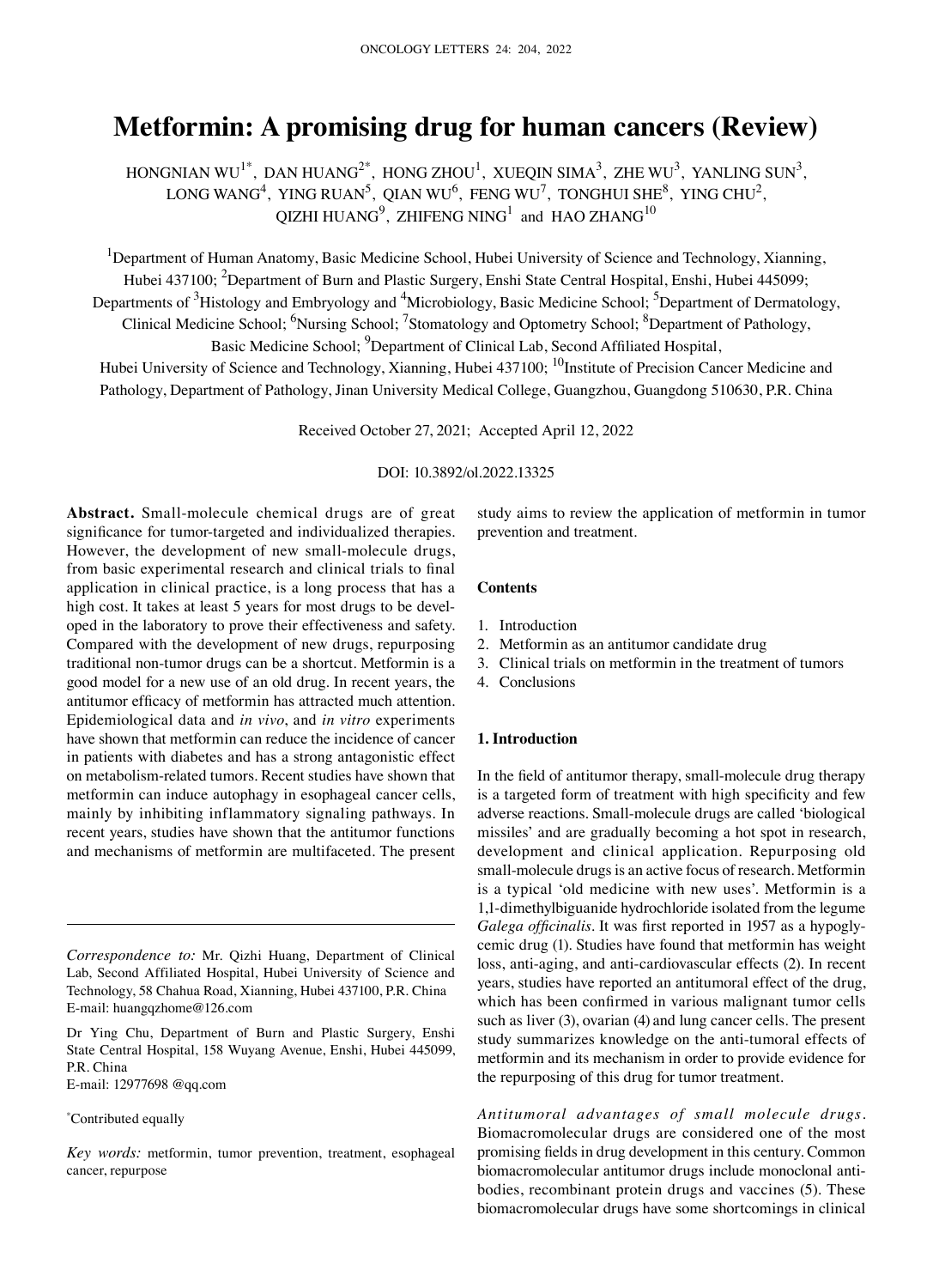# Metformin: A promising drug for human cancers (Review)

HONGNIAN WU[1*], DAN HUANG[2*], HONG ZHOU[1], XUEQIN SIMA[3], ZHE WU[3], YANLING SUN[3], LONG WANG[4], YING RUAN[5], QIAN WU[6], FENG WU[7], TONGHUI SHE[8], YING CHU[2], QIZHI HUANG[9], ZHIFENG NING[1] and HAO ZHANG[10]

[1]Department of Human Anatomy, Basic Medicine School, Hubei University of Science and Technology, Xianning, Hubei 437100; [2]Department of Burn and Plastic Surgery, Enshi State Central Hospital, Enshi, Hubei 445099; Departments of [3]Histology and Embryology and [4]Microbiology, Basic Medicine School; [5]Department of Dermatology, Clinical Medicine School; [6]Nursing School; [7]Stomatology and Optometry School; [8]Department of Pathology, Basic Medicine School; [9]Department of Clinical Lab, Second Affiliated Hospital, Hubei University of Science and Technology, Xianning, Hubei 437100; [10]Institute of Precision Cancer Medicine and Pathology, Department of Pathology, Jinan University Medical College, Guangzhou, Guangdong 510630, P.R. China

Received October 27, 2021; Accepted April 12, 2022

DOI: 10.3892/ol.2022.13325

**Abstract.** Small-molecule chemical drugs are of great significance for tumor-targeted and individualized therapies. However, the development of new small-molecule drugs, from basic experimental research and clinical trials to final application in clinical practice, is a long process that has a high cost. It takes at least 5 years for most drugs to be developed in the laboratory to prove their effectiveness and safety. Compared with the development of new drugs, repurposing traditional non-tumor drugs can be a shortcut. Metformin is a good model for a new use of an old drug. In recent years, the antitumor efficacy of metformin has attracted much attention. Epidemiological data and *in vivo*, and *in vitro* experiments have shown that metformin can reduce the incidence of cancer in patients with diabetes and has a strong antagonistic effect on metabolism-related tumors. Recent studies have shown that metformin can induce autophagy in esophageal cancer cells, mainly by inhibiting inflammatory signaling pathways. In recent years, studies have shown that the antitumor functions and mechanisms of metformin are multifaceted. The present study aims to review the application of metformin in tumor prevention and treatment.

*Correspondence to:* Mr. Qizhi Huang, Department of Clinical Lab, Second Affiliated Hospital, Hubei University of Science and Technology, 58 Chahua Road, Xianning, Hubei 437100, P.R. China
E-mail: huangqzhome@126.com

Dr Ying Chu, Department of Burn and Plastic Surgery, Enshi State Central Hospital, 158 Wuyang Avenue, Enshi, Hubei 445099, P.R. China
E-mail: 12977698 @qq.com

*Contributed equally

*Key words:* metformin, tumor prevention, treatment, esophageal cancer, repurpose

**Contents**

1. Introduction
2. Metformin as an antitumor candidate drug
3. Clinical trials on metformin in the treatment of tumors
4. Conclusions

## 1. Introduction

In the field of antitumor therapy, small-molecule drug therapy is a targeted form of treatment with high specificity and few adverse reactions. Small-molecule drugs are called 'biological missiles' and are gradually becoming a hot spot in research, development and clinical application. Repurposing old small-molecule drugs is an active focus of research. Metformin is a typical 'old medicine with new uses'. Metformin is a 1,1-dimethylbiguanide hydrochloride isolated from the legume *Galega officinalis*. It was first reported in 1957 as a hypoglycemic drug (1). Studies have found that metformin has weight loss, anti-aging, and anti-cardiovascular effects (2). In recent years, studies have reported an antitumoral effect of the drug, which has been confirmed in various malignant tumor cells such as liver (3), ovarian (4) and lung cancer cells. The present study summarizes knowledge on the anti-tumoral effects of metformin and its mechanism in order to provide evidence for the repurposing of this drug for tumor treatment.

*Antitumoral advantages of small molecule drugs.* Biomacromolecular drugs are considered one of the most promising fields in drug development in this century. Common biomacromolecular antitumor drugs include monoclonal antibodies, recombinant protein drugs and vaccines (5). These biomacromolecular drugs have some shortcomings in clinical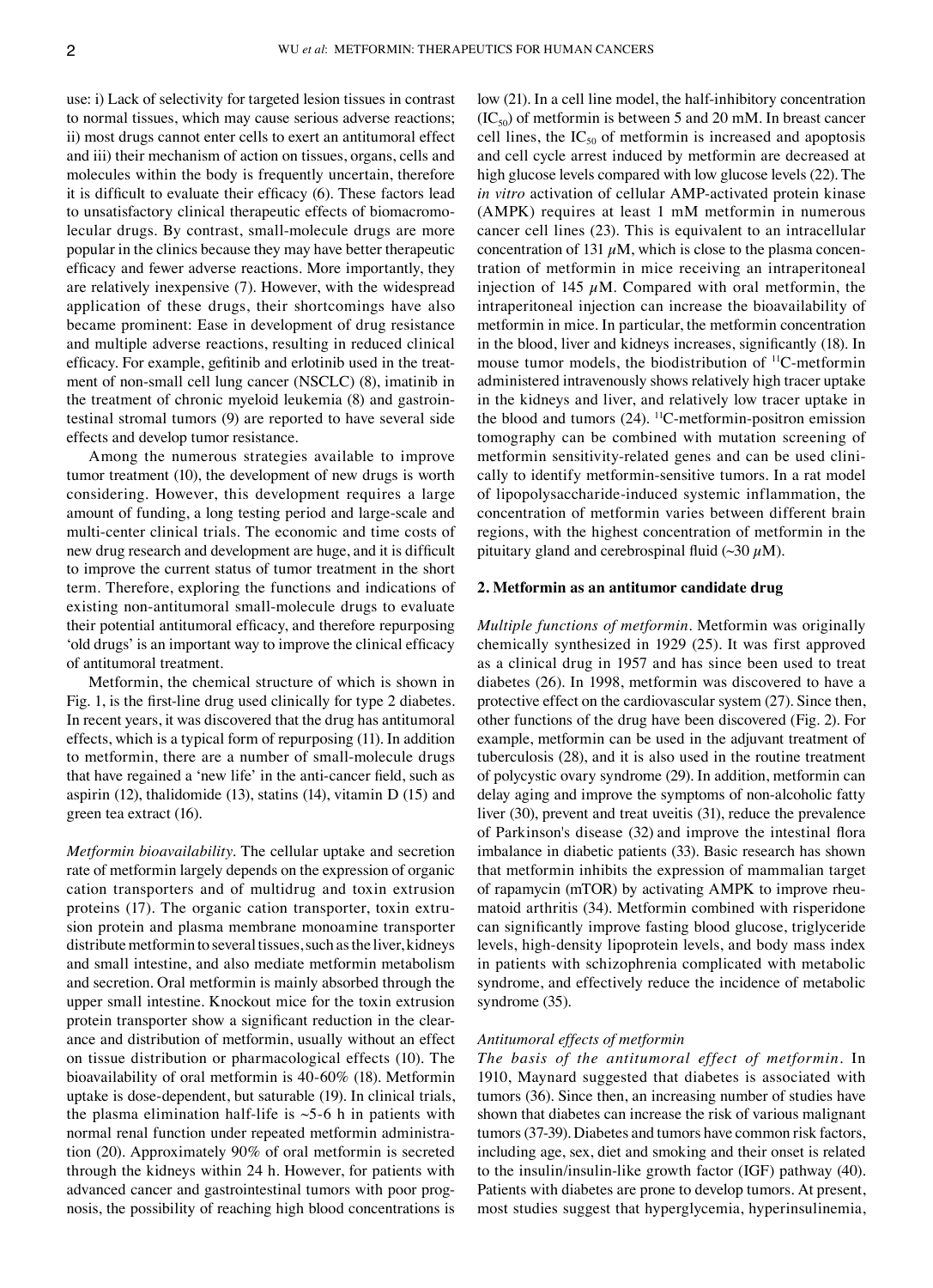use: i) Lack of selectivity for targeted lesion tissues in contrast to normal tissues, which may cause serious adverse reactions; ii) most drugs cannot enter cells to exert an antitumoral effect and iii) their mechanism of action on tissues, organs, cells and molecules within the body is frequently uncertain, therefore it is difficult to evaluate their efficacy (6). These factors lead to unsatisfactory clinical therapeutic effects of biomacromolecular drugs. By contrast, small-molecule drugs are more popular in the clinics because they may have better therapeutic efficacy and fewer adverse reactions. More importantly, they are relatively inexpensive (7). However, with the widespread application of these drugs, their shortcomings have also became prominent: Ease in development of drug resistance and multiple adverse reactions, resulting in reduced clinical efficacy. For example, gefitinib and erlotinib used in the treatment of non-small cell lung cancer (NSCLC) (8), imatinib in the treatment of chronic myeloid leukemia (8) and gastrointestinal stromal tumors (9) are reported to have several side effects and develop tumor resistance.

Among the numerous strategies available to improve tumor treatment (10), the development of new drugs is worth considering. However, this development requires a large amount of funding, a long testing period and large-scale and multi-center clinical trials. The economic and time costs of new drug research and development are huge, and it is difficult to improve the current status of tumor treatment in the short term. Therefore, exploring the functions and indications of existing non-antitumoral small-molecule drugs to evaluate their potential antitumoral efficacy, and therefore repurposing 'old drugs' is an important way to improve the clinical efficacy of antitumoral treatment.

Metformin, the chemical structure of which is shown in Fig. 1, is the first-line drug used clinically for type 2 diabetes. In recent years, it was discovered that the drug has antitumoral effects, which is a typical form of repurposing (11). In addition to metformin, there are a number of small-molecule drugs that have regained a 'new life' in the anti-cancer field, such as aspirin (12), thalidomide (13), statins (14), vitamin D (15) and green tea extract (16).

*Metformin bioavailability*. The cellular uptake and secretion rate of metformin largely depends on the expression of organic cation transporters and of multidrug and toxin extrusion proteins (17). The organic cation transporter, toxin extrusion protein and plasma membrane monoamine transporter distribute metformin to several tissues, such as the liver, kidneys and small intestine, and also mediate metformin metabolism and secretion. Oral metformin is mainly absorbed through the upper small intestine. Knockout mice for the toxin extrusion protein transporter show a significant reduction in the clearance and distribution of metformin, usually without an effect on tissue distribution or pharmacological effects (10). The bioavailability of oral metformin is 40-60% (18). Metformin uptake is dose-dependent, but saturable (19). In clinical trials, the plasma elimination half-life is ~5-6 h in patients with normal renal function under repeated metformin administration (20). Approximately 90% of oral metformin is secreted through the kidneys within 24 h. However, for patients with advanced cancer and gastrointestinal tumors with poor prognosis, the possibility of reaching high blood concentrations is low (21). In a cell line model, the half-inhibitory concentration ($IC_{50}$) of metformin is between 5 and 20 mM. In breast cancer cell lines, the $IC_{50}$ of metformin is increased and apoptosis and cell cycle arrest induced by metformin are decreased at high glucose levels compared with low glucose levels (22). The *in vitro* activation of cellular AMP-activated protein kinase (AMPK) requires at least 1 mM metformin in numerous cancer cell lines (23). This is equivalent to an intracellular concentration of 131 $\mu$M, which is close to the plasma concentration of metformin in mice receiving an intraperitoneal injection of 145 $\mu$M. Compared with oral metformin, the intraperitoneal injection can increase the bioavailability of metformin in mice. In particular, the metformin concentration in the blood, liver and kidneys increases, significantly (18). In mouse tumor models, the biodistribution of $^{11}$C-metformin administered intravenously shows relatively high tracer uptake in the kidneys and liver, and relatively low tracer uptake in the blood and tumors (24). $^{11}$C-metformin-positron emission tomography can be combined with mutation screening of metformin sensitivity-related genes and can be used clinically to identify metformin-sensitive tumors. In a rat model of lipopolysaccharide-induced systemic inflammation, the concentration of metformin varies between different brain regions, with the highest concentration of metformin in the pituitary gland and cerebrospinal fluid (~30 $\mu$M).

## 2. Metformin as an antitumor candidate drug

*Multiple functions of metformin*. Metformin was originally chemically synthesized in 1929 (25). It was first approved as a clinical drug in 1957 and has since been used to treat diabetes (26). In 1998, metformin was discovered to have a protective effect on the cardiovascular system (27). Since then, other functions of the drug have been discovered (Fig. 2). For example, metformin can be used in the adjuvant treatment of tuberculosis (28), and it is also used in the routine treatment of polycystic ovary syndrome (29). In addition, metformin can delay aging and improve the symptoms of non-alcoholic fatty liver (30), prevent and treat uveitis (31), reduce the prevalence of Parkinson's disease (32) and improve the intestinal flora imbalance in diabetic patients (33). Basic research has shown that metformin inhibits the expression of mammalian target of rapamycin (mTOR) by activating AMPK to improve rheumatoid arthritis (34). Metformin combined with risperidone can significantly improve fasting blood glucose, triglyceride levels, high-density lipoprotein levels, and body mass index in patients with schizophrenia complicated with metabolic syndrome, and effectively reduce the incidence of metabolic syndrome (35).

*Antitumoral effects of metformin*

*The basis of the antitumoral effect of metformin*. In 1910, Maynard suggested that diabetes is associated with tumors (36). Since then, an increasing number of studies have shown that diabetes can increase the risk of various malignant tumors (37-39). Diabetes and tumors have common risk factors, including age, sex, diet and smoking and their onset is related to the insulin/insulin-like growth factor (IGF) pathway (40). Patients with diabetes are prone to develop tumors. At present, most studies suggest that hyperglycemia, hyperinsulinemia,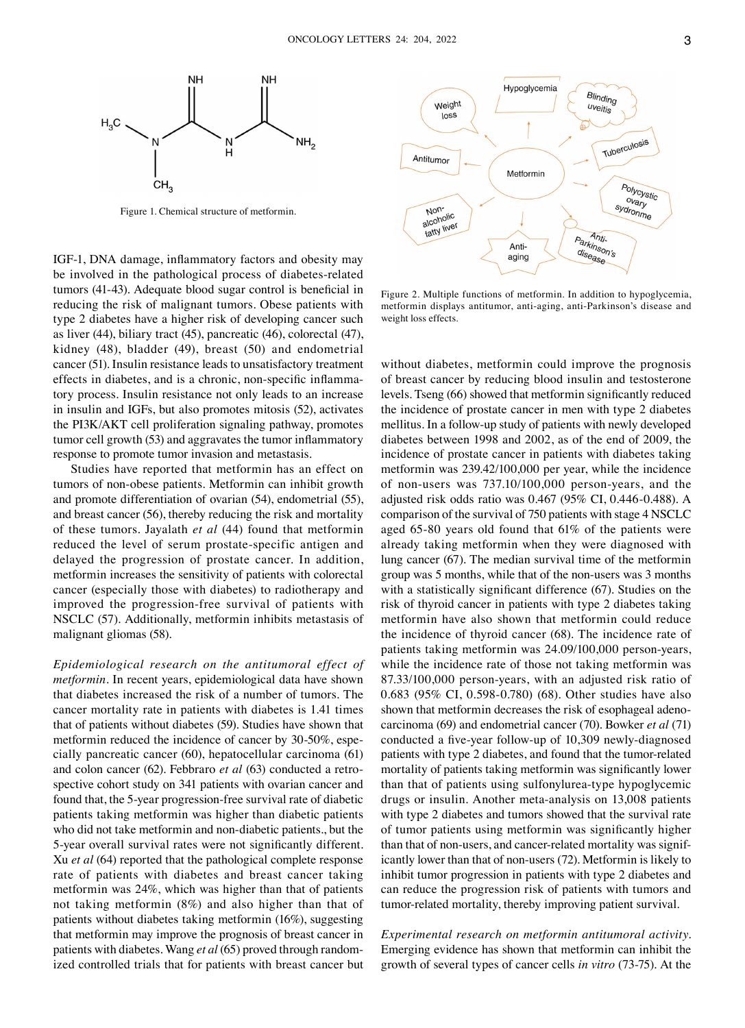Figure 1. Chemical structure of metformin.

Figure 2. Multiple functions of metformin. In addition to hypoglycemia, metformin displays antitumor, anti-aging, anti-Parkinson's disease and weight loss effects.

IGF-1, DNA damage, inflammatory factors and obesity may be involved in the pathological process of diabetes-related tumors (41-43). Adequate blood sugar control is beneficial in reducing the risk of malignant tumors. Obese patients with type 2 diabetes have a higher risk of developing cancer such as liver (44), biliary tract (45), pancreatic (46), colorectal (47), kidney (48), bladder (49), breast (50) and endometrial cancer (51). Insulin resistance leads to unsatisfactory treatment effects in diabetes, and is a chronic, non-specific inflammatory process. Insulin resistance not only leads to an increase in insulin and IGFs, but also promotes mitosis (52), activates the PI3K/AKT cell proliferation signaling pathway, promotes tumor cell growth (53) and aggravates the tumor inflammatory response to promote tumor invasion and metastasis.

Studies have reported that metformin has an effect on tumors of non-obese patients. Metformin can inhibit growth and promote differentiation of ovarian (54), endometrial (55), and breast cancer (56), thereby reducing the risk and mortality of these tumors. Jayalath *et al* (44) found that metformin reduced the level of serum prostate-specific antigen and delayed the progression of prostate cancer. In addition, metformin increases the sensitivity of patients with colorectal cancer (especially those with diabetes) to radiotherapy and improved the progression-free survival of patients with NSCLC (57). Additionally, metformin inhibits metastasis of malignant gliomas (58).

*Epidemiological research on the antitumoral effect of metformin.* In recent years, epidemiological data have shown that diabetes increased the risk of a number of tumors. The cancer mortality rate in patients with diabetes is 1.41 times that of patients without diabetes (59). Studies have shown that metformin reduced the incidence of cancer by 30-50%, especially pancreatic cancer (60), hepatocellular carcinoma (61) and colon cancer (62). Febbraro *et al* (63) conducted a retrospective cohort study on 341 patients with ovarian cancer and found that, the 5-year progression-free survival rate of diabetic patients taking metformin was higher than diabetic patients who did not take metformin and non-diabetic patients., but the 5-year overall survival rates were not significantly different. Xu *et al* (64) reported that the pathological complete response rate of patients with diabetes and breast cancer taking metformin was 24%, which was higher than that of patients not taking metformin (8%) and also higher than that of patients without diabetes taking metformin (16%), suggesting that metformin may improve the prognosis of breast cancer in patients with diabetes. Wang *et al* (65) proved through randomized controlled trials that for patients with breast cancer but without diabetes, metformin could improve the prognosis of breast cancer by reducing blood insulin and testosterone levels. Tseng (66) showed that metformin significantly reduced the incidence of prostate cancer in men with type 2 diabetes mellitus. In a follow-up study of patients with newly developed diabetes between 1998 and 2002, as of the end of 2009, the incidence of prostate cancer in patients with diabetes taking metformin was 239.42/100,000 per year, while the incidence of non-users was 737.10/100,000 person-years, and the adjusted risk odds ratio was 0.467 (95% CI, 0.446-0.488). A comparison of the survival of 750 patients with stage 4 NSCLC aged 65-80 years old found that 61% of the patients were already taking metformin when they were diagnosed with lung cancer (67). The median survival time of the metformin group was 5 months, while that of the non-users was 3 months with a statistically significant difference (67). Studies on the risk of thyroid cancer in patients with type 2 diabetes taking metformin have also shown that metformin could reduce the incidence of thyroid cancer (68). The incidence rate of patients taking metformin was 24.09/100,000 person-years, while the incidence rate of those not taking metformin was 87.33/100,000 person-years, with an adjusted risk ratio of 0.683 (95% CI, 0.598-0.780) (68). Other studies have also shown that metformin decreases the risk of esophageal adenocarcinoma (69) and endometrial cancer (70). Bowker *et al* (71) conducted a five-year follow-up of 10,309 newly-diagnosed patients with type 2 diabetes, and found that the tumor-related mortality of patients taking metformin was significantly lower than that of patients using sulfonylurea-type hypoglycemic drugs or insulin. Another meta-analysis on 13,008 patients with type 2 diabetes and tumors showed that the survival rate of tumor patients using metformin was significantly higher than that of non-users, and cancer-related mortality was significantly lower than that of non-users (72). Metformin is likely to inhibit tumor progression in patients with type 2 diabetes and can reduce the progression risk of patients with tumors and tumor-related mortality, thereby improving patient survival.

*Experimental research on metformin antitumoral activity.* Emerging evidence has shown that metformin can inhibit the growth of several types of cancer cells *in vitro* (73-75). At the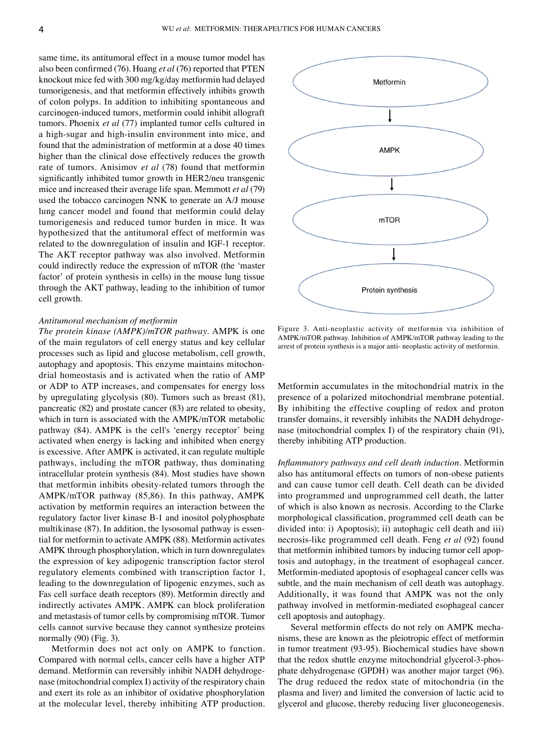same time, its antitumoral effect in a mouse tumor model has also been confirmed (76). Huang *et al* (76) reported that PTEN knockout mice fed with 300 mg/kg/day metformin had delayed tumorigenesis, and that metformin effectively inhibits growth of colon polyps. In addition to inhibiting spontaneous and carcinogen-induced tumors, metformin could inhibit allograft tumors. Phoenix *et al* (77) implanted tumor cells cultured in a high-sugar and high-insulin environment into mice, and found that the administration of metformin at a dose 40 times higher than the clinical dose effectively reduces the growth rate of tumors. Anisimov *et al* (78) found that metformin significantly inhibited tumor growth in HER2/neu transgenic mice and increased their average life span. Memmott *et al* (79) used the tobacco carcinogen NNK to generate an A/J mouse lung cancer model and found that metformin could delay tumorigenesis and reduced tumor burden in mice. It was hypothesized that the antitumoral effect of metformin was related to the downregulation of insulin and IGF-1 receptor. The AKT receptor pathway was also involved. Metformin could indirectly reduce the expression of mTOR (the 'master factor' of protein synthesis in cells) in the mouse lung tissue through the AKT pathway, leading to the inhibition of tumor cell growth.

*Antitumoral mechanism of metformin*

*The protein kinase (AMPK)/mTOR pathway*. AMPK is one of the main regulators of cell energy status and key cellular processes such as lipid and glucose metabolism, cell growth, autophagy and apoptosis. This enzyme maintains mitochondrial homeostasis and is activated when the ratio of AMP or ADP to ATP increases, and compensates for energy loss by upregulating glycolysis (80). Tumors such as breast (81), pancreatic (82) and prostate cancer (83) are related to obesity, which in turn is associated with the AMPK/mTOR metabolic pathway (84). AMPK is the cell's 'energy receptor' being activated when energy is lacking and inhibited when energy is excessive. After AMPK is activated, it can regulate multiple pathways, including the mTOR pathway, thus dominating intracellular protein synthesis (84). Most studies have shown that metformin inhibits obesity-related tumors through the AMPK/mTOR pathway (85,86). In this pathway, AMPK activation by metformin requires an interaction between the regulatory factor liver kinase B-1 and inositol polyphosphate multikinase (87). In addition, the lysosomal pathway is essential for metformin to activate AMPK (88). Metformin activates AMPK through phosphorylation, which in turn downregulates the expression of key adipogenic transcription factor sterol regulatory elements combined with transcription factor 1, leading to the downregulation of lipogenic enzymes, such as Fas cell surface death receptors (89). Metformin directly and indirectly activates AMPK. AMPK can block proliferation and metastasis of tumor cells by compromising mTOR. Tumor cells cannot survive because they cannot synthesize proteins normally (90) (Fig. 3).

Metformin does not act only on AMPK to function. Compared with normal cells, cancer cells have a higher ATP demand. Metformin can reversibly inhibit NADH dehydrogenase (mitochondrial complex I) activity of the respiratory chain and exert its role as an inhibitor of oxidative phosphorylation at the molecular level, thereby inhibiting ATP production.

Metformin → AMPK → mTOR → Protein synthesis

Figure 3. Anti-neoplastic activity of metformin via inhibition of AMPK/mTOR pathway. Inhibition of AMPK/mTOR pathway leading to the arrest of protein synthesis is a major anti- neoplastic activity of metformin.

Metformin accumulates in the mitochondrial matrix in the presence of a polarized mitochondrial membrane potential. By inhibiting the effective coupling of redox and proton transfer domains, it reversibly inhibits the NADH dehydrogenase (mitochondrial complex I) of the respiratory chain (91), thereby inhibiting ATP production.

*Inflammatory pathways and cell death induction*. Metformin also has antitumoral effects on tumors of non-obese patients and can cause tumor cell death. Cell death can be divided into programmed and unprogrammed cell death, the latter of which is also known as necrosis. According to the Clarke morphological classification, programmed cell death can be divided into: i) Apoptosis); ii) autophagic cell death and iii) necrosis-like programmed cell death. Feng *et al* (92) found that metformin inhibited tumors by inducing tumor cell apoptosis and autophagy, in the treatment of esophageal cancer. Metformin-mediated apoptosis of esophageal cancer cells was subtle, and the main mechanism of cell death was autophagy. Additionally, it was found that AMPK was not the only pathway involved in metformin-mediated esophageal cancer cell apoptosis and autophagy.

Several metformin effects do not rely on AMPK mechanisms, these are known as the pleiotropic effect of metformin in tumor treatment (93-95). Biochemical studies have shown that the redox shuttle enzyme mitochondrial glycerol-3-phosphate dehydrogenase (GPDH) was another major target (96). The drug reduced the redox state of mitochondria (in the plasma and liver) and limited the conversion of lactic acid to glycerol and glucose, thereby reducing liver gluconeogenesis.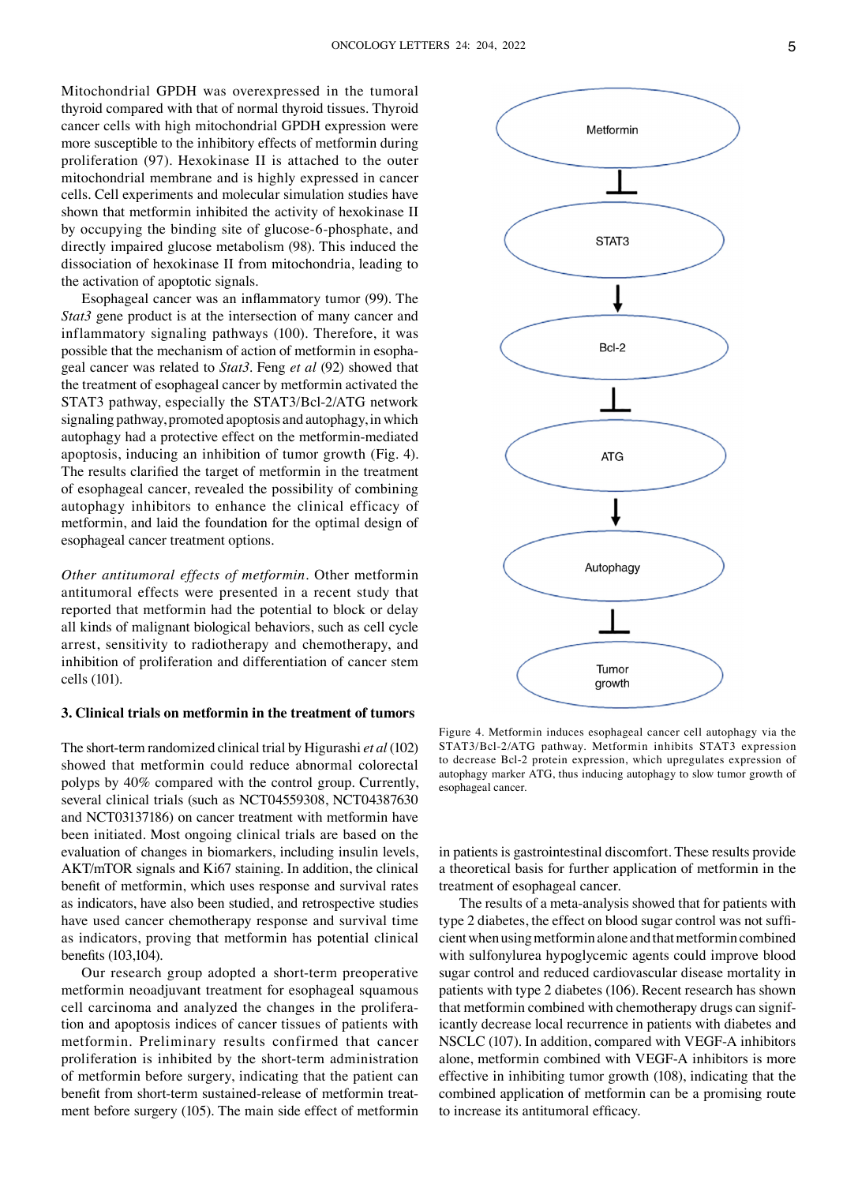Mitochondrial GPDH was overexpressed in the tumoral thyroid compared with that of normal thyroid tissues. Thyroid cancer cells with high mitochondrial GPDH expression were more susceptible to the inhibitory effects of metformin during proliferation (97). Hexokinase II is attached to the outer mitochondrial membrane and is highly expressed in cancer cells. Cell experiments and molecular simulation studies have shown that metformin inhibited the activity of hexokinase II by occupying the binding site of glucose-6-phosphate, and directly impaired glucose metabolism (98). This induced the dissociation of hexokinase II from mitochondria, leading to the activation of apoptotic signals.

Esophageal cancer was an inflammatory tumor (99). The *Stat3* gene product is at the intersection of many cancer and inflammatory signaling pathways (100). Therefore, it was possible that the mechanism of action of metformin in esophageal cancer was related to *Stat3*. Feng *et al* (92) showed that the treatment of esophageal cancer by metformin activated the STAT3 pathway, especially the STAT3/Bcl-2/ATG network signaling pathway, promoted apoptosis and autophagy, in which autophagy had a protective effect on the metformin-mediated apoptosis, inducing an inhibition of tumor growth (Fig. 4). The results clarified the target of metformin in the treatment of esophageal cancer, revealed the possibility of combining autophagy inhibitors to enhance the clinical efficacy of metformin, and laid the foundation for the optimal design of esophageal cancer treatment options.

*Other antitumoral effects of metformin*. Other metformin antitumoral effects were presented in a recent study that reported that metformin had the potential to block or delay all kinds of malignant biological behaviors, such as cell cycle arrest, sensitivity to radiotherapy and chemotherapy, and inhibition of proliferation and differentiation of cancer stem cells (101).

## 3. Clinical trials on metformin in the treatment of tumors

The short-term randomized clinical trial by Higurashi *et al* (102) showed that metformin could reduce abnormal colorectal polyps by 40% compared with the control group. Currently, several clinical trials (such as NCT04559308, NCT04387630 and NCT03137186) on cancer treatment with metformin have been initiated. Most ongoing clinical trials are based on the evaluation of changes in biomarkers, including insulin levels, AKT/mTOR signals and Ki67 staining. In addition, the clinical benefit of metformin, which uses response and survival rates as indicators, have also been studied, and retrospective studies have used cancer chemotherapy response and survival time as indicators, proving that metformin has potential clinical benefits (103,104).

Our research group adopted a short-term preoperative metformin neoadjuvant treatment for esophageal squamous cell carcinoma and analyzed the changes in the proliferation and apoptosis indices of cancer tissues of patients with metformin. Preliminary results confirmed that cancer proliferation is inhibited by the short-term administration of metformin before surgery, indicating that the patient can benefit from short-term sustained-release of metformin treatment before surgery (105). The main side effect of metformin in patients is gastrointestinal discomfort. These results provide a theoretical basis for further application of metformin in the treatment of esophageal cancer.

Metformin ⊣ STAT3 → Bcl-2 ⊣ ATG → Autophagy ⊣ Tumor growth

Figure 4. Metformin induces esophageal cancer cell autophagy via the STAT3/Bcl-2/ATG pathway. Metformin inhibits STAT3 expression to decrease Bcl-2 protein expression, which upregulates expression of autophagy marker ATG, thus inducing autophagy to slow tumor growth of esophageal cancer.

The results of a meta-analysis showed that for patients with type 2 diabetes, the effect on blood sugar control was not sufficient when using metformin alone and that metformin combined with sulfonylurea hypoglycemic agents could improve blood sugar control and reduced cardiovascular disease mortality in patients with type 2 diabetes (106). Recent research has shown that metformin combined with chemotherapy drugs can significantly decrease local recurrence in patients with diabetes and NSCLC (107). In addition, compared with VEGF-A inhibitors alone, metformin combined with VEGF-A inhibitors is more effective in inhibiting tumor growth (108), indicating that the combined application of metformin can be a promising route to increase its antitumoral efficacy.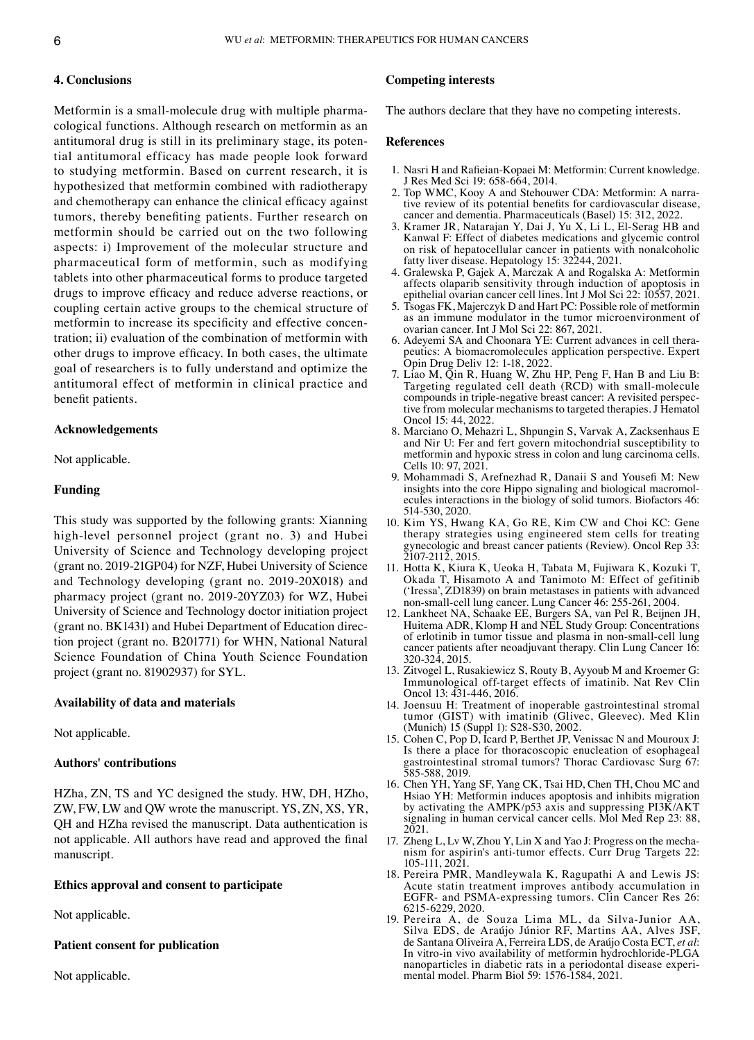## 4. Conclusions

Metformin is a small-molecule drug with multiple pharmacological functions. Although research on metformin as an antitumoral drug is still in its preliminary stage, its potential antitumoral efficacy has made people look forward to studying metformin. Based on current research, it is hypothesized that metformin combined with radiotherapy and chemotherapy can enhance the clinical efficacy against tumors, thereby benefiting patients. Further research on metformin should be carried out on the two following aspects: i) Improvement of the molecular structure and pharmaceutical form of metformin, such as modifying tablets into other pharmaceutical forms to produce targeted drugs to improve efficacy and reduce adverse reactions, or coupling certain active groups to the chemical structure of metformin to increase its specificity and effective concentration; ii) evaluation of the combination of metformin with other drugs to improve efficacy. In both cases, the ultimate goal of researchers is to fully understand and optimize the antitumoral effect of metformin in clinical practice and benefit patients.

## Acknowledgements

Not applicable.

## Funding

This study was supported by the following grants: Xianning high-level personnel project (grant no. 3) and Hubei University of Science and Technology developing project (grant no. 2019-21GP04) for NZF, Hubei University of Science and Technology developing (grant no. 2019-20X018) and pharmacy project (grant no. 2019-20YZ03) for WZ, Hubei University of Science and Technology doctor initiation project (grant no. BK1431) and Hubei Department of Education direction project (grant no. B201771) for WHN, National Natural Science Foundation of China Youth Science Foundation project (grant no. 81902937) for SYL.

## Availability of data and materials

Not applicable.

## Authors' contributions

HZha, ZN, TS and YC designed the study. HW, DH, HZho, ZW, FW, LW and QW wrote the manuscript. YS, ZN, XS, YR, QH and HZha revised the manuscript. Data authentication is not applicable. All authors have read and approved the final manuscript.

## Ethics approval and consent to participate

Not applicable.

## Patient consent for publication

Not applicable.

## Competing interests

The authors declare that they have no competing interests.

## References

1. Nasri H and Rafieian-Kopaei M: Metformin: Current knowledge. J Res Med Sci 19: 658-664, 2014.
2. Top WMC, Kooy A and Stehouwer CDA: Metformin: A narrative review of its potential benefits for cardiovascular disease, cancer and dementia. Pharmaceuticals (Basel) 15: 312, 2022.
3. Kramer JR, Natarajan Y, Dai J, Yu X, Li L, El-Serag HB and Kanwal F: Effect of diabetes medications and glycemic control on risk of hepatocellular cancer in patients with nonalcoholic fatty liver disease. Hepatology 15: 32244, 2021.
4. Gralewska P, Gajek A, Marczak A and Rogalska A: Metformin affects olaparib sensitivity through induction of apoptosis in epithelial ovarian cancer cell lines. Int J Mol Sci 22: 10557, 2021.
5. Tsogas FK, Majerczyk D and Hart PC: Possible role of metformin as an immune modulator in the tumor microenvironment of ovarian cancer. Int J Mol Sci 22: 867, 2021.
6. Adeyemi SA and Choonara YE: Current advances in cell therapeutics: A biomacromolecules application perspective. Expert Opin Drug Deliv 12: 1-18, 2022.
7. Liao M, Qin R, Huang W, Zhu HP, Peng F, Han B and Liu B: Targeting regulated cell death (RCD) with small-molecule compounds in triple-negative breast cancer: A revisited perspective from molecular mechanisms to targeted therapies. J Hematol Oncol 15: 44, 2022.
8. Marciano O, Mehazri L, Shpungin S, Varvak A, Zacksenhaus E and Nir U: Fer and fert govern mitochondrial susceptibility to metformin and hypoxic stress in colon and lung carcinoma cells. Cells 10: 97, 2021.
9. Mohammadi S, Arefnezhad R, Danaii S and Yousefi M: New insights into the core Hippo signaling and biological macromolecules interactions in the biology of solid tumors. Biofactors 46: 514-530, 2020.
10. Kim YS, Hwang KA, Go RE, Kim CW and Choi KC: Gene therapy strategies using engineered stem cells for treating gynecologic and breast cancer patients (Review). Oncol Rep 33: 2107-2112, 2015.
11. Hotta K, Kiura K, Ueoka H, Tabata M, Fujiwara K, Kozuki T, Okada T, Hisamoto A and Tanimoto M: Effect of gefitinib ('Iressa', ZD1839) on brain metastases in patients with advanced non-small-cell lung cancer. Lung Cancer 46: 255-261, 2004.
12. Lankheet NA, Schaake EE, Burgers SA, van Pel R, Beijnen JH, Huitema ADR, Klomp H and NEL Study Group: Concentrations of erlotinib in tumor tissue and plasma in non-small-cell lung cancer patients after neoadjuvant therapy. Clin Lung Cancer 16: 320-324, 2015.
13. Zitvogel L, Rusakiewicz S, Routy B, Ayyoub M and Kroemer G: Immunological off-target effects of imatinib. Nat Rev Clin Oncol 13: 431-446, 2016.
14. Joensuu H: Treatment of inoperable gastrointestinal stromal tumor (GIST) with imatinib (Glivec, Gleevec). Med Klin (Munich) 15 (Suppl 1): S28-S30, 2002.
15. Cohen C, Pop D, Icard P, Berthet JP, Venissac N and Mouroux J: Is there a place for thoracoscopic enucleation of esophageal gastrointestinal stromal tumors? Thorac Cardiovasc Surg 67: 585-588, 2019.
16. Chen YH, Yang SF, Yang CK, Tsai HD, Chen TH, Chou MC and Hsiao YH: Metformin induces apoptosis and inhibits migration by activating the AMPK/p53 axis and suppressing PI3K/AKT signaling in human cervical cancer cells. Mol Med Rep 23: 88, 2021.
17. Zheng L, Lv W, Zhou Y, Lin X and Yao J: Progress on the mechanism for aspirin's anti-tumor effects. Curr Drug Targets 22: 105-111, 2021.
18. Pereira PMR, Mandleywala K, Ragupathi A and Lewis JS: Acute statin treatment improves antibody accumulation in EGFR- and PSMA-expressing tumors. Clin Cancer Res 26: 6215-6229, 2020.
19. Pereira A, de Souza Lima ML, da Silva-Junior AA, Silva EDS, de Araújo Júnior RF, Martins AA, Alves JSF, de Santana Oliveira A, Ferreira LDS, de Araújo Costa ECT, *et al*: In vitro-in vivo availability of metformin hydrochloride-PLGA nanoparticles in diabetic rats in a periodontal disease experimental model. Pharm Biol 59: 1576-1584, 2021.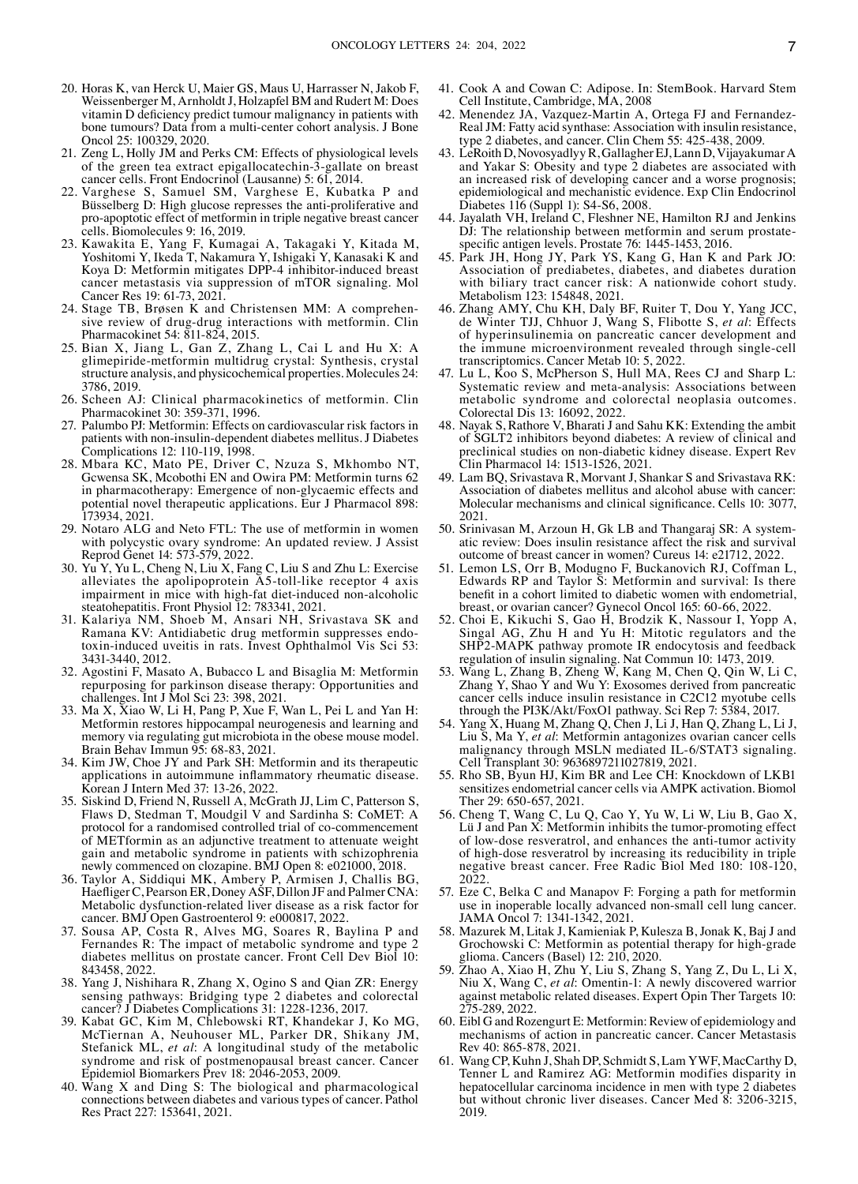20. Horas K, van Herck U, Maier GS, Maus U, Harrasser N, Jakob F, Weissenberger M, Arnholdt J, Holzapfel BM and Rudert M: Does vitamin D deficiency predict tumour malignancy in patients with bone tumours? Data from a multi-center cohort analysis. J Bone Oncol 25: 100329, 2020.
21. Zeng L, Holly JM and Perks CM: Effects of physiological levels of the green tea extract epigallocatechin-3-gallate on breast cancer cells. Front Endocrinol (Lausanne) 5: 61, 2014.
22. Varghese S, Samuel SM, Varghese E, Kubatka P and Büsselberg D: High glucose represses the anti-proliferative and pro-apoptotic effect of metformin in triple negative breast cancer cells. Biomolecules 9: 16, 2019.
23. Kawakita E, Yang F, Kumagai A, Takagaki Y, Kitada M, Yoshitomi Y, Ikeda T, Nakamura Y, Ishigaki Y, Kanasaki K and Koya D: Metformin mitigates DPP-4 inhibitor-induced breast cancer metastasis via suppression of mTOR signaling. Mol Cancer Res 19: 61-73, 2021.
24. Stage TB, Brøsen K and Christensen MM: A comprehensive review of drug-drug interactions with metformin. Clin Pharmacokinet 54: 811-824, 2015.
25. Bian X, Jiang L, Gan Z, Zhang L, Cai L and Hu X: A glimepiride-metformin multidrug crystal: Synthesis, crystal structure analysis, and physicochemical properties. Molecules 24: 3786, 2019.
26. Scheen AJ: Clinical pharmacokinetics of metformin. Clin Pharmacokinet 30: 359-371, 1996.
27. Palumbo PJ: Metformin: Effects on cardiovascular risk factors in patients with non-insulin-dependent diabetes mellitus. J Diabetes Complications 12: 110-119, 1998.
28. Mbara KC, Mato PE, Driver C, Nzuza S, Mkhombo NT, Gcwensa SK, Mcobothi EN and Owira PM: Metformin turns 62 in pharmacotherapy: Emergence of non-glycaemic effects and potential novel therapeutic applications. Eur J Pharmacol 898: 173934, 2021.
29. Notaro ALG and Neto FTL: The use of metformin in women with polycystic ovary syndrome: An updated review. J Assist Reprod Genet 14: 573-579, 2022.
30. Yu Y, Yu L, Cheng N, Liu X, Fang C, Liu S and Zhu L: Exercise alleviates the apolipoprotein A5-toll-like receptor 4 axis impairment in mice with high-fat diet-induced non-alcoholic steatohepatitis. Front Physiol 12: 783341, 2021.
31. Kalariya NM, Shoeb M, Ansari NH, Srivastava SK and Ramana KV: Antidiabetic drug metformin suppresses endotoxin-induced uveitis in rats. Invest Ophthalmol Vis Sci 53: 3431-3440, 2012.
32. Agostini F, Masato A, Bubacco L and Bisaglia M: Metformin repurposing for parkinson disease therapy: Opportunities and challenges. Int J Mol Sci 23: 398, 2021.
33. Ma X, Xiao W, Li H, Pang P, Xue F, Wan L, Pei L and Yan H: Metformin restores hippocampal neurogenesis and learning and memory via regulating gut microbiota in the obese mouse model. Brain Behav Immun 95: 68-83, 2021.
34. Kim JW, Choe JY and Park SH: Metformin and its therapeutic applications in autoimmune inflammatory rheumatic disease. Korean J Intern Med 37: 13-26, 2022.
35. Siskind D, Friend N, Russell A, McGrath JJ, Lim C, Patterson S, Flaws D, Stedman T, Moudgil V and Sardinha S: CoMET: A protocol for a randomised controlled trial of co-commencement of METformin as an adjunctive treatment to attenuate weight gain and metabolic syndrome in patients with schizophrenia newly commenced on clozapine. BMJ Open 8: e021000, 2018.
36. Taylor A, Siddiqui MK, Ambery P, Armisen J, Challis BG, Haefliger C, Pearson ER, Doney ASF, Dillon JF and Palmer CNA: Metabolic dysfunction-related liver disease as a risk factor for cancer. BMJ Open Gastroenterol 9: e000817, 2022.
37. Sousa AP, Costa R, Alves MG, Soares R, Baylina P and Fernandes R: The impact of metabolic syndrome and type 2 diabetes mellitus on prostate cancer. Front Cell Dev Biol 10: 843458, 2022.
38. Yang J, Nishihara R, Zhang X, Ogino S and Qian ZR: Energy sensing pathways: Bridging type 2 diabetes and colorectal cancer? J Diabetes Complications 31: 1228-1236, 2017.
39. Kabat GC, Kim M, Chlebowski RT, Khandekar J, Ko MG, McTiernan A, Neuhouser ML, Parker DR, Shikany JM, Stefanick ML, *et al*: A longitudinal study of the metabolic syndrome and risk of postmenopausal breast cancer. Cancer Epidemiol Biomarkers Prev 18: 2046-2053, 2009.
40. Wang X and Ding S: The biological and pharmacological connections between diabetes and various types of cancer. Pathol Res Pract 227: 153641, 2021.
41. Cook A and Cowan C: Adipose. In: StemBook. Harvard Stem Cell Institute, Cambridge, MA, 2008
42. Menendez JA, Vazquez-Martin A, Ortega FJ and Fernandez-Real JM: Fatty acid synthase: Association with insulin resistance, type 2 diabetes, and cancer. Clin Chem 55: 425-438, 2009.
43. LeRoith D, Novosyadlyy R, Gallagher EJ, Lann D, Vijayakumar A and Yakar S: Obesity and type 2 diabetes are associated with an increased risk of developing cancer and a worse prognosis; epidemiological and mechanistic evidence. Exp Clin Endocrinol Diabetes 116 (Suppl 1): S4-S6, 2008.
44. Jayalath VH, Ireland C, Fleshner NE, Hamilton RJ and Jenkins DJ: The relationship between metformin and serum prostate-specific antigen levels. Prostate 76: 1445-1453, 2016.
45. Park JH, Hong JY, Park YS, Kang G, Han K and Park JO: Association of prediabetes, diabetes, and diabetes duration with biliary tract cancer risk: A nationwide cohort study. Metabolism 123: 154848, 2021.
46. Zhang AMY, Chu KH, Daly BF, Ruiter T, Dou Y, Yang JCC, de Winter TJJ, Chhuor J, Wang S, Flibotte S, *et al*: Effects of hyperinsulinemia on pancreatic cancer development and the immune microenvironment revealed through single-cell transcriptomics. Cancer Metab 10: 5, 2022.
47. Lu L, Koo S, McPherson S, Hull MA, Rees CJ and Sharp L: Systematic review and meta-analysis: Associations between metabolic syndrome and colorectal neoplasia outcomes. Colorectal Dis 13: 16092, 2022.
48. Nayak S, Rathore V, Bharati J and Sahu KK: Extending the ambit of SGLT2 inhibitors beyond diabetes: A review of clinical and preclinical studies on non-diabetic kidney disease. Expert Rev Clin Pharmacol 14: 1513-1526, 2021.
49. Lam BQ, Srivastava R, Morvant J, Shankar S and Srivastava RK: Association of diabetes mellitus and alcohol abuse with cancer: Molecular mechanisms and clinical significance. Cells 10: 3077, 2021.
50. Srinivasan M, Arzoun H, Gk LB and Thangaraj SR: A systematic review: Does insulin resistance affect the risk and survival outcome of breast cancer in women? Cureus 14: e21712, 2022.
51. Lemon LS, Orr B, Modugno F, Buckanovich RJ, Coffman L, Edwards RP and Taylor S: Metformin and survival: Is there benefit in a cohort limited to diabetic women with endometrial, breast, or ovarian cancer? Gynecol Oncol 165: 60-66, 2022.
52. Choi E, Kikuchi S, Gao H, Brodzik K, Nassour I, Yopp A, Singal AG, Zhu H and Yu H: Mitotic regulators and the SHP2-MAPK pathway promote IR endocytosis and feedback regulation of insulin signaling. Nat Commun 10: 1473, 2019.
53. Wang L, Zhang B, Zheng W, Kang M, Chen Q, Qin W, Li C, Zhang Y, Shao Y and Wu Y: Exosomes derived from pancreatic cancer cells induce insulin resistance in C2C12 myotube cells through the PI3K/Akt/FoxO1 pathway. Sci Rep 7: 5384, 2017.
54. Yang X, Huang M, Zhang Q, Chen J, Li J, Han Q, Zhang L, Li J, Liu S, Ma Y, *et al*: Metformin antagonizes ovarian cancer cells malignancy through MSLN mediated IL-6/STAT3 signaling. Cell Transplant 30: 9636897211027819, 2021.
55. Rho SB, Byun HJ, Kim BR and Lee CH: Knockdown of LKB1 sensitizes endometrial cancer cells via AMPK activation. Biomol Ther 29: 650-657, 2021.
56. Cheng T, Wang C, Lu Q, Cao Y, Yu W, Li W, Liu B, Gao X, Lü J and Pan X: Metformin inhibits the tumor-promoting effect of low-dose resveratrol, and enhances the anti-tumor activity of high-dose resveratrol by increasing its reducibility in triple negative breast cancer. Free Radic Biol Med 180: 108-120, 2022.
57. Eze C, Belka C and Manapov F: Forging a path for metformin use in inoperable locally advanced non-small cell lung cancer. JAMA Oncol 7: 1341-1342, 2021.
58. Mazurek M, Litak J, Kamieniak P, Kulesza B, Jonak K, Baj J and Grochowski C: Metformin as potential therapy for high-grade glioma. Cancers (Basel) 12: 210, 2020.
59. Zhao A, Xiao H, Zhu Y, Liu S, Zhang S, Yang Z, Du L, Li X, Niu X, Wang C, *et al*: Omentin-1: A newly discovered warrior against metabolic related diseases. Expert Opin Ther Targets 10: 275-289, 2022.
60. Eibl G and Rozengurt E: Metformin: Review of epidemiology and mechanisms of action in pancreatic cancer. Cancer Metastasis Rev 40: 865-878, 2021.
61. Wang CP, Kuhn J, Shah DP, Schmidt S, Lam YWF, MacCarthy D, Tenner L and Ramirez AG: Metformin modifies disparity in hepatocellular carcinoma incidence in men with type 2 diabetes but without chronic liver diseases. Cancer Med 8: 3206-3215, 2019.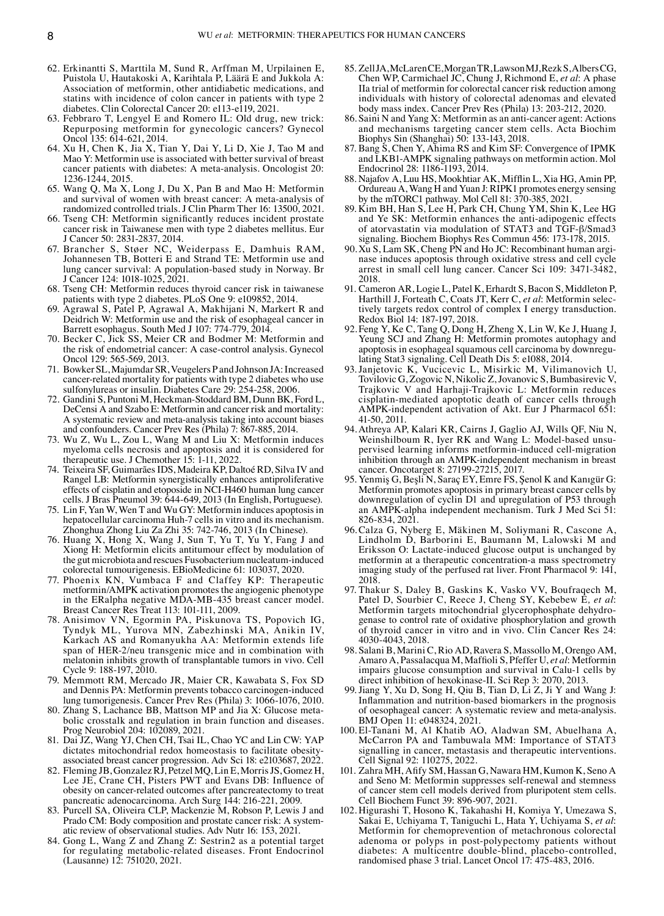62. Erkinantti S, Marttila M, Sund R, Arffman M, Urpilainen E, Puistola U, Hautakoski A, Karihtala P, Läärä E and Jukkola A: Association of metformin, other antidiabetic medications, and statins with incidence of colon cancer in patients with type 2 diabetes. Clin Colorectal Cancer 20: e113-e119, 2021.
63. Febbraro T, Lengyel E and Romero IL: Old drug, new trick: Repurposing metformin for gynecologic cancers? Gynecol Oncol 135: 614-621, 2014.
64. Xu H, Chen K, Jia X, Tian Y, Dai Y, Li D, Xie J, Tao M and Mao Y: Metformin use is associated with better survival of breast cancer patients with diabetes: A meta-analysis. Oncologist 20: 1236-1244, 2015.
65. Wang Q, Ma X, Long J, Du X, Pan B and Mao H: Metformin and survival of women with breast cancer: A meta-analysis of randomized controlled trials. J Clin Pharm Ther 16: 13500, 2021.
66. Tseng CH: Metformin significantly reduces incident prostate cancer risk in Taiwanese men with type 2 diabetes mellitus. Eur J Cancer 50: 2831-2837, 2014.
67. Brancher S, Støer NC, Weiderpass E, Damhuis RAM, Johannesen TB, Botteri E and Strand TE: Metformin use and lung cancer survival: A population-based study in Norway. Br J Cancer 124: 1018-1025, 2021.
68. Tseng CH: Metformin reduces thyroid cancer risk in taiwanese patients with type 2 diabetes. PLoS One 9: e109852, 2014.
69. Agrawal S, Patel P, Agrawal A, Makhijani N, Markert R and Deidrich W: Metformin use and the risk of esophageal cancer in Barrett esophagus. South Med J 107: 774-779, 2014.
70. Becker C, Jick SS, Meier CR and Bodmer M: Metformin and the risk of endometrial cancer: A case-control analysis. Gynecol Oncol 129: 565-569, 2013.
71. Bowker SL, Majumdar SR, Veugelers P and Johnson JA: Increased cancer-related mortality for patients with type 2 diabetes who use sulfonylureas or insulin. Diabetes Care 29: 254-258, 2006.
72. Gandini S, Puntoni M, Heckman-Stoddard BM, Dunn BK, Ford L, DeCensi A and Szabo E: Metformin and cancer risk and mortality: A systematic review and meta-analysis taking into account biases and confounders. Cancer Prev Res (Phila) 7: 867-885, 2014.
73. Wu Z, Wu L, Zou L, Wang M and Liu X: Metformin induces myeloma cells necrosis and apoptosis and it is considered for therapeutic use. J Chemother 15: 1-11, 2022.
74. Teixeira SF, Guimarães IDS, Madeira KP, Daltoé RD, Silva IV and Rangel LB: Metformin synergistically enhances antiproliferative effects of cisplatin and etoposide in NCI-H460 human lung cancer cells. J Bras Pneumol 39: 644-649, 2013 (In English, Portuguese).
75. Lin F, Yan W, Wen T and Wu GY: Metformin induces apoptosis in hepatocellular carcinoma Huh-7 cells in vitro and its mechanism. Zhonghua Zhong Liu Za Zhi 35: 742-746, 2013 (In Chinese).
76. Huang X, Hong X, Wang J, Sun T, Yu T, Yu Y, Fang J and Xiong H: Metformin elicits antitumour effect by modulation of the gut microbiota and rescues Fusobacterium nucleatum-induced colorectal tumourigenesis. EBioMedicine 61: 103037, 2020.
77. Phoenix KN, Vumbaca F and Claffey KP: Therapeutic metformin/AMPK activation promotes the angiogenic phenotype in the ERalpha negative MDA-MB-435 breast cancer model. Breast Cancer Res Treat 113: 101-111, 2009.
78. Anisimov VN, Egormin PA, Piskunova TS, Popovich IG, Tyndyk ML, Yurova MN, Zabezhinski MA, Anikin IV, Karkach AS and Romanyukha AA: Metformin extends life span of HER-2/neu transgenic mice and in combination with melatonin inhibits growth of transplantable tumors in vivo. Cell Cycle 9: 188-197, 2010.
79. Memmott RM, Mercado JR, Maier CR, Kawabata S, Fox SD and Dennis PA: Metformin prevents tobacco carcinogen-induced lung tumorigenesis. Cancer Prev Res (Phila) 3: 1066-1076, 2010.
80. Zhang S, Lachance BB, Mattson MP and Jia X: Glucose metabolic crosstalk and regulation in brain function and diseases. Prog Neurobiol 204: 102089, 2021.
81. Dai JZ, Wang YJ, Chen CH, Tsai IL, Chao YC and Lin CW: YAP dictates mitochondrial redox homeostasis to facilitate obesity-associated breast cancer progression. Adv Sci 18: e2103687, 2022.
82. Fleming JB, Gonzalez RJ, Petzel MQ, Lin E, Morris JS, Gomez H, Lee JE, Crane CH, Pisters PWT and Evans DB: Influence of obesity on cancer-related outcomes after pancreatectomy to treat pancreatic adenocarcinoma. Arch Surg 144: 216-221, 2009.
83. Purcell SA, Oliveira CLP, Mackenzie M, Robson P, Lewis J and Prado CM: Body composition and prostate cancer risk: A systematic review of observational studies. Adv Nutr 16: 153, 2021.
84. Gong L, Wang Z and Zhang Z: Sestrin2 as a potential target for regulating metabolic-related diseases. Front Endocrinol (Lausanne) 12: 751020, 2021.
85. Zell JA, McLaren CE, Morgan TR, Lawson MJ, Rezk S, Albers CG, Chen WP, Carmichael JC, Chung J, Richmond E, *et al*: A phase IIa trial of metformin for colorectal cancer risk reduction among individuals with history of colorectal adenomas and elevated body mass index. Cancer Prev Res (Phila) 13: 203-212, 2020.
86. Saini N and Yang X: Metformin as an anti-cancer agent: Actions and mechanisms targeting cancer stem cells. Acta Biochim Biophys Sin (Shanghai) 50: 133-143, 2018.
87. Bang S, Chen Y, Ahima RS and Kim SF: Convergence of IPMK and LKB1-AMPK signaling pathways on metformin action. Mol Endocrinol 28: 1186-1193, 2014.
88. Najafov A, Luu HS, Mookhtiar AK, Mifflin L, Xia HG, Amin PP, Ordureau A, Wang H and Yuan J: RIPK1 promotes energy sensing by the mTORC1 pathway. Mol Cell 81: 370-385, 2021.
89. Kim BH, Han S, Lee H, Park CH, Chung YM, Shin K, Lee HG and Ye SK: Metformin enhances the anti-adipogenic effects of atorvastatin via modulation of STAT3 and TGF-β/Smad3 signaling. Biochem Biophys Res Commun 456: 173-178, 2015.
90. Xu S, Lam SK, Cheng PN and Ho JC: Recombinant human arginase induces apoptosis through oxidative stress and cell cycle arrest in small cell lung cancer. Cancer Sci 109: 3471-3482, 2018.
91. Cameron AR, Logie L, Patel K, Erhardt S, Bacon S, Middleton P, Harthill J, Forteath C, Coats JT, Kerr C, *et al*: Metformin selectively targets redox control of complex I energy transduction. Redox Biol 14: 187-197, 2018.
92. Feng Y, Ke C, Tang Q, Dong H, Zheng X, Lin W, Ke J, Huang J, Yeung SCJ and Zhang H: Metformin promotes autophagy and apoptosis in esophageal squamous cell carcinoma by downregulating Stat3 signaling. Cell Death Dis 5: e1088, 2014.
93. Janjetovic K, Vucicevic L, Misirkic M, Vilimanovich U, Tovilovic G, Zogovic N, Nikolic Z, Jovanovic S, Bumbasirevic V, Trajkovic V and Harhaji-Trajkovic L: Metformin reduces cisplatin-mediated apoptotic death of cancer cells through AMPK-independent activation of Akt. Eur J Pharmacol 651: 41-50, 2011.
94. Athreya AP, Kalari KR, Cairns J, Gaglio AJ, Wills QF, Niu N, Weinshilboum R, Iyer RK and Wang L: Model-based unsupervised learning informs metformin-induced cell-migration inhibition through an AMPK-independent mechanism in breast cancer. Oncotarget 8: 27199-27215, 2017.
95. Yenmiş G, Beşli N, Saraç EY, Emre FS, Şenol K and Kanıgür G: Metformin promotes apoptosis in primary breast cancer cells by downregulation of cyclin D1 and upregulation of P53 through an AMPK-alpha independent mechanism. Turk J Med Sci 51: 826-834, 2021.
96. Calza G, Nyberg E, Mäkinen M, Soliymani R, Cascone A, Lindholm D, Barborini E, Baumann M, Lalowski M and Eriksson O: Lactate-induced glucose output is unchanged by metformin at a therapeutic concentration-a mass spectrometry imaging study of the perfused rat liver. Front Pharmacol 9: 141, 2018.
97. Thakur S, Daley B, Gaskins K, Vasko VV, Boufraqech M, Patel D, Sourbier C, Reece J, Cheng SY, Kebebew E, *et al*: Metformin targets mitochondrial glycerophosphate dehydrogenase to control rate of oxidative phosphorylation and growth of thyroid cancer in vitro and in vivo. Clin Cancer Res 24: 4030-4043, 2018.
98. Salani B, Marini C, Rio AD, Ravera S, Massollo M, Orengo AM, Amaro A, Passalacqua M, Maffioli S, Pfeffer U, *et al*: Metformin impairs glucose consumption and survival in Calu-1 cells by direct inhibition of hexokinase-II. Sci Rep 3: 2070, 2013.
99. Jiang Y, Xu D, Song H, Qiu B, Tian D, Li Z, Ji Y and Wang J: Inflammation and nutrition-based biomarkers in the prognosis of oesophageal cancer: A systematic review and meta-analysis. BMJ Open 11: e048324, 2021.
100. El-Tanani M, Al Khatib AO, Aladwan SM, Abuelhana A, McCarron PA and Tambuwala MM: Importance of STAT3 signalling in cancer, metastasis and therapeutic interventions. Cell Signal 92: 110275, 2022.
101. Zahra MH, Afify SM, Hassan G, Nawara HM, Kumon K, Seno A and Seno M: Metformin suppresses self-renewal and stemness of cancer stem cell models derived from pluripotent stem cells. Cell Biochem Funct 39: 896-907, 2021.
102. Higurashi T, Hosono K, Takahashi H, Komiya Y, Umezawa S, Sakai E, Uchiyama T, Taniguchi L, Hata Y, Uchiyama S, *et al*: Metformin for chemoprevention of metachronous colorectal adenoma or polyps in post-polypectomy patients without diabetes: A multicentre double-blind, placebo-controlled, randomised phase 3 trial. Lancet Oncol 17: 475-483, 2016.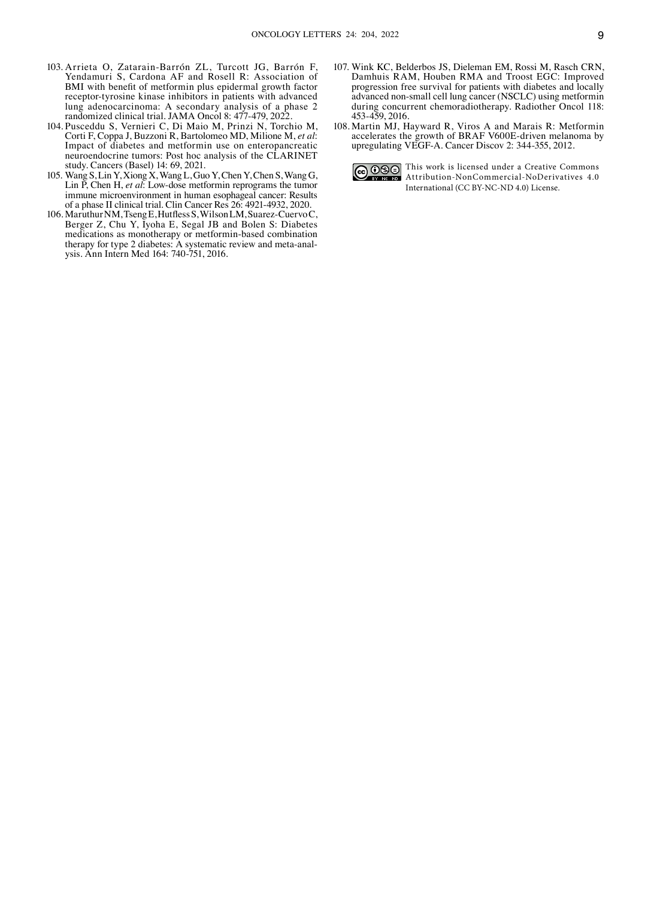103. Arrieta O, Zatarain-Barrón ZL, Turcott JG, Barrón F, Yendamuri S, Cardona AF and Rosell R: Association of BMI with benefit of metformin plus epidermal growth factor receptor-tyrosine kinase inhibitors in patients with advanced lung adenocarcinoma: A secondary analysis of a phase 2 randomized clinical trial. JAMA Oncol 8: 477-479, 2022.
104. Pusceddu S, Vernieri C, Di Maio M, Prinzi N, Torchio M, Corti F, Coppa J, Buzzoni R, Bartolomeo MD, Milione M, *et al*: Impact of diabetes and metformin use on enteropancreatic neuroendocrine tumors: Post hoc analysis of the CLARINET study. Cancers (Basel) 14: 69, 2021.
105. Wang S, Lin Y, Xiong X, Wang L, Guo Y, Chen Y, Chen S, Wang G, Lin P, Chen H, *et al*: Low-dose metformin reprograms the tumor immune microenvironment in human esophageal cancer: Results of a phase II clinical trial. Clin Cancer Res 26: 4921-4932, 2020.
106. Maruthur NM, Tseng E, Hutfless S, Wilson LM, Suarez-Cuervo C, Berger Z, Chu Y, Iyoha E, Segal JB and Bolen S: Diabetes medications as monotherapy or metformin-based combination therapy for type 2 diabetes: A systematic review and meta-analysis. Ann Intern Med 164: 740-751, 2016.
107. Wink KC, Belderbos JS, Dieleman EM, Rossi M, Rasch CRN, Damhuis RAM, Houben RMA and Troost EGC: Improved progression free survival for patients with diabetes and locally advanced non-small cell lung cancer (NSCLC) using metformin during concurrent chemoradiotherapy. Radiother Oncol 118: 453-459, 2016.
108. Martin MJ, Hayward R, Viros A and Marais R: Metformin accelerates the growth of BRAF V600E-driven melanoma by upregulating VEGF-A. Cancer Discov 2: 344-355, 2012.

This work is licensed under a Creative Commons Attribution-NonCommercial-NoDerivatives 4.0 International (CC BY-NC-ND 4.0) License.